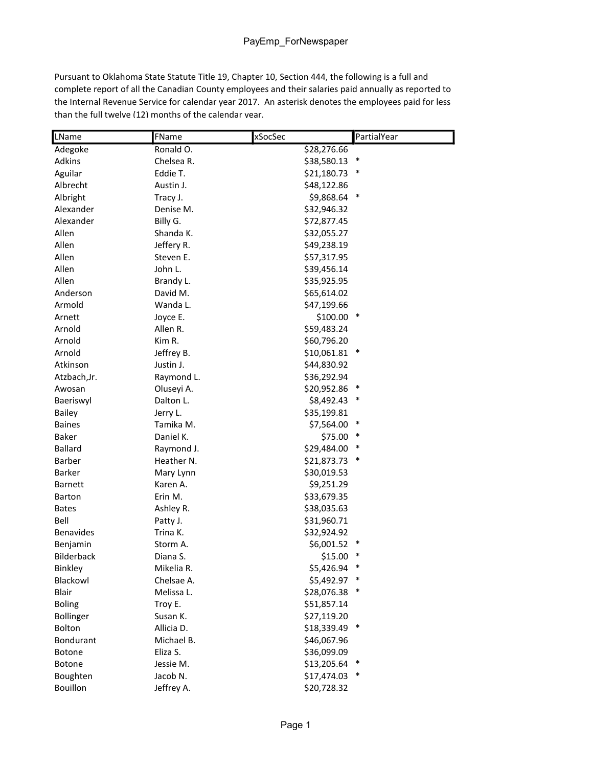Pursuant to Oklahoma State Statute Title 19, Chapter 10, Section 444, the following is a full and complete report of all the Canadian County employees and their salaries paid annually as reported to the Internal Revenue Service for calendar year 2017. An asterisk denotes the employees paid for less than the full twelve (12) months of the calendar year.

| LName | FName | xSocSec | PartialYear |
|---|---|---|---|
| Adegoke | Ronald O. | $28,276.66 | |
| Adkins | Chelsea R. | $38,580.13 | * |
| Aguilar | Eddie T. | $21,180.73 | * |
| Albrecht | Austin J. | $48,122.86 | |
| Albright | Tracy J. | $9,868.64 | * |
| Alexander | Denise M. | $32,946.32 | |
| Alexander | Billy G. | $72,877.45 | |
| Allen | Shanda K. | $32,055.27 | |
| Allen | Jeffery R. | $49,238.19 | |
| Allen | Steven E. | $57,317.95 | |
| Allen | John L. | $39,456.14 | |
| Allen | Brandy L. | $35,925.95 | |
| Anderson | David M. | $65,614.02 | |
| Armold | Wanda L. | $47,199.66 | |
| Arnett | Joyce E. | $100.00 | * |
| Arnold | Allen R. | $59,483.24 | |
| Arnold | Kim R. | $60,796.20 | |
| Arnold | Jeffrey B. | $10,061.81 | * |
| Atkinson | Justin J. | $44,830.92 | |
| Atzbach,Jr. | Raymond L. | $36,292.94 | |
| Awosan | Oluseyi A. | $20,952.86 | * |
| Baeriswyl | Dalton L. | $8,492.43 | * |
| Bailey | Jerry L. | $35,199.81 | |
| Baines | Tamika M. | $7,564.00 | * |
| Baker | Daniel K. | $75.00 | * |
| Ballard | Raymond J. | $29,484.00 | * |
| Barber | Heather N. | $21,873.73 | * |
| Barker | Mary Lynn | $30,019.53 | |
| Barnett | Karen A. | $9,251.29 | |
| Barton | Erin M. | $33,679.35 | |
| Bates | Ashley R. | $38,035.63 | |
| Bell | Patty J. | $31,960.71 | |
| Benavides | Trina K. | $32,924.92 | |
| Benjamin | Storm A. | $6,001.52 | * |
| Bilderback | Diana S. | $15.00 | * |
| Binkley | Mikelia R. | $5,426.94 | * |
| Blackowl | Chelsae A. | $5,492.97 | * |
| Blair | Melissa L. | $28,076.38 | * |
| Boling | Troy E. | $51,857.14 | |
| Bollinger | Susan K. | $27,119.20 | |
| Bolton | Allicia D. | $18,339.49 | * |
| Bondurant | Michael B. | $46,067.96 | |
| Botone | Eliza S. | $36,099.09 | |
| Botone | Jessie M. | $13,205.64 | * |
| Boughten | Jacob N. | $17,474.03 | * |
| Bouillon | Jeffrey A. | $20,728.32 | |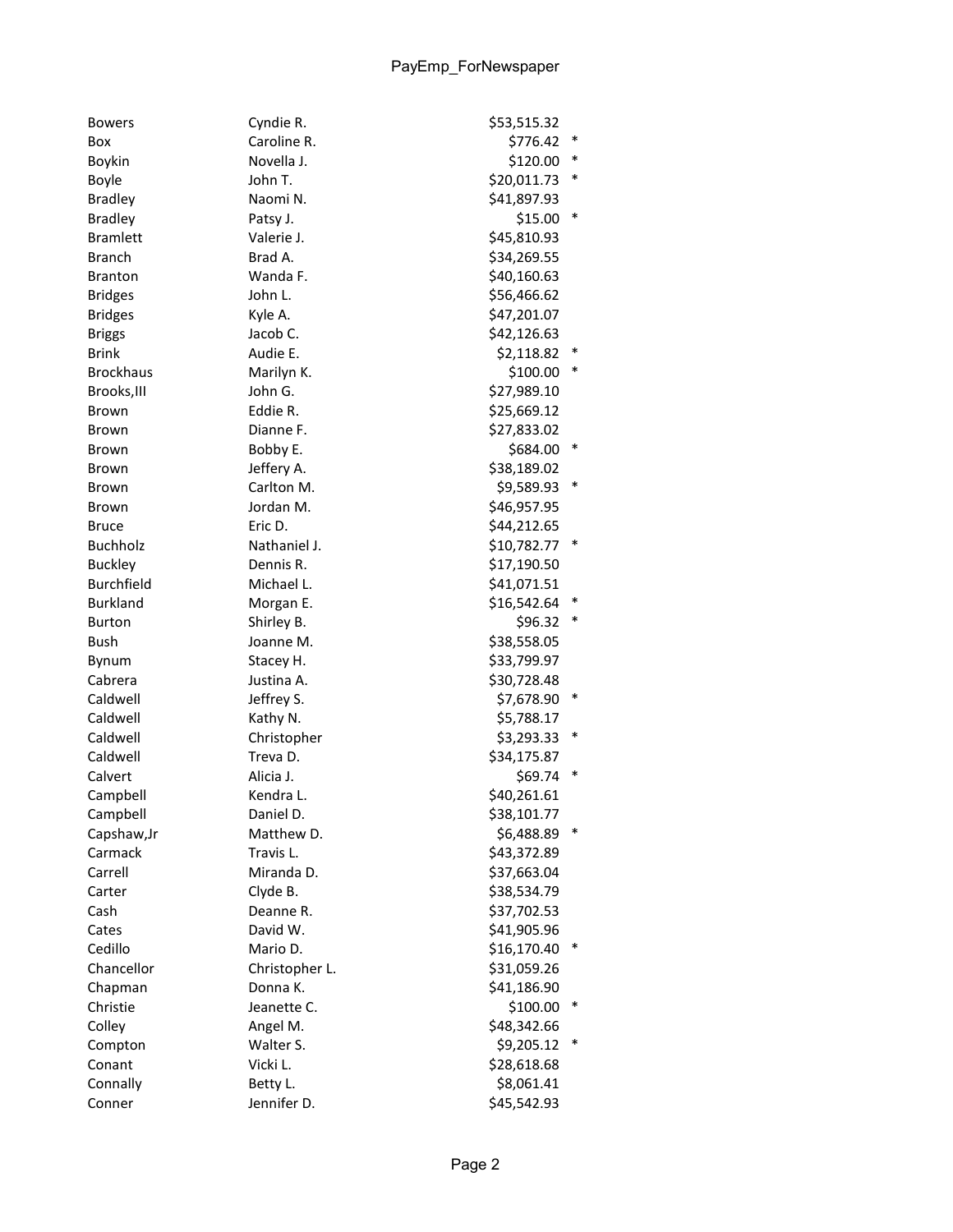| | | | |
|---|---|---|---|
| Bowers | Cyndie R. | $53,515.32 | |
| Box | Caroline R. | $776.42 | * |
| Boykin | Novella J. | $120.00 | * |
| Boyle | John T. | $20,011.73 | * |
| Bradley | Naomi N. | $41,897.93 | |
| Bradley | Patsy J. | $15.00 | * |
| Bramlett | Valerie J. | $45,810.93 | |
| Branch | Brad A. | $34,269.55 | |
| Branton | Wanda F. | $40,160.63 | |
| Bridges | John L. | $56,466.62 | |
| Bridges | Kyle A. | $47,201.07 | |
| Briggs | Jacob C. | $42,126.63 | |
| Brink | Audie E. | $2,118.82 | * |
| Brockhaus | Marilyn K. | $100.00 | * |
| Brooks,III | John G. | $27,989.10 | |
| Brown | Eddie R. | $25,669.12 | |
| Brown | Dianne F. | $27,833.02 | |
| Brown | Bobby E. | $684.00 | * |
| Brown | Jeffery A. | $38,189.02 | |
| Brown | Carlton M. | $9,589.93 | * |
| Brown | Jordan M. | $46,957.95 | |
| Bruce | Eric D. | $44,212.65 | |
| Buchholz | Nathaniel J. | $10,782.77 | * |
| Buckley | Dennis R. | $17,190.50 | |
| Burchfield | Michael L. | $41,071.51 | |
| Burkland | Morgan E. | $16,542.64 | * |
| Burton | Shirley B. | $96.32 | * |
| Bush | Joanne M. | $38,558.05 | |
| Bynum | Stacey H. | $33,799.97 | |
| Cabrera | Justina A. | $30,728.48 | |
| Caldwell | Jeffrey S. | $7,678.90 | * |
| Caldwell | Kathy N. | $5,788.17 | |
| Caldwell | Christopher | $3,293.33 | * |
| Caldwell | Treva D. | $34,175.87 | |
| Calvert | Alicia J. | $69.74 | * |
| Campbell | Kendra L. | $40,261.61 | |
| Campbell | Daniel D. | $38,101.77 | |
| Capshaw,Jr | Matthew D. | $6,488.89 | * |
| Carmack | Travis L. | $43,372.89 | |
| Carrell | Miranda D. | $37,663.04 | |
| Carter | Clyde B. | $38,534.79 | |
| Cash | Deanne R. | $37,702.53 | |
| Cates | David W. | $41,905.96 | |
| Cedillo | Mario D. | $16,170.40 | * |
| Chancellor | Christopher L. | $31,059.26 | |
| Chapman | Donna K. | $41,186.90 | |
| Christie | Jeanette C. | $100.00 | * |
| Colley | Angel M. | $48,342.66 | |
| Compton | Walter S. | $9,205.12 | * |
| Conant | Vicki L. | $28,618.68 | |
| Connally | Betty L. | $8,061.41 | |
| Conner | Jennifer D. | $45,542.93 | |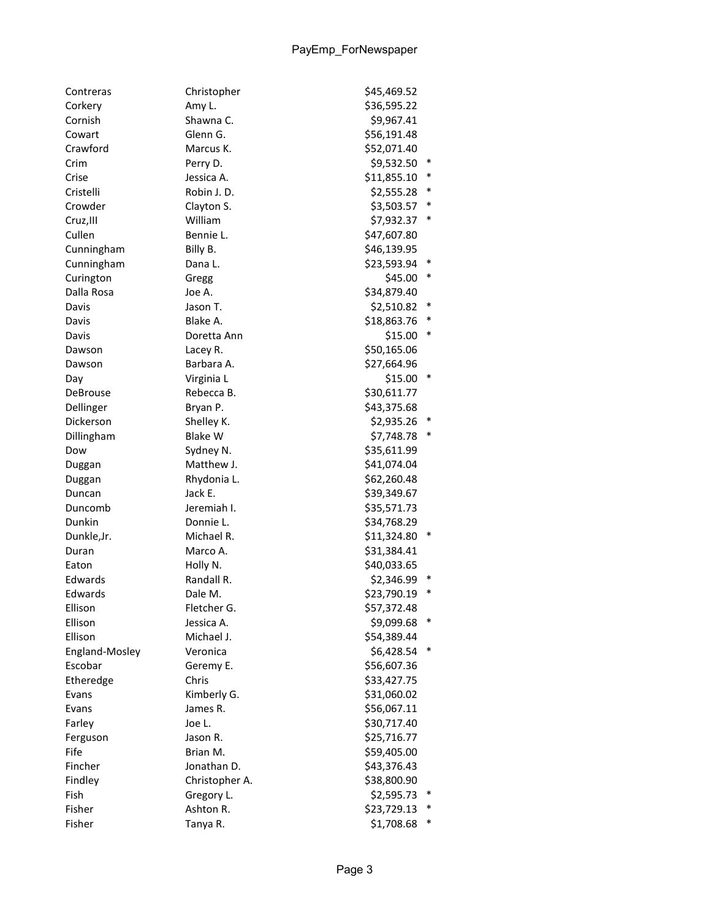| | | | |
|---|---|---|---|
| Contreras | Christopher | $45,469.52 | |
| Corkery | Amy L. | $36,595.22 | |
| Cornish | Shawna C. | $9,967.41 | |
| Cowart | Glenn G. | $56,191.48 | |
| Crawford | Marcus K. | $52,071.40 | |
| Crim | Perry D. | $9,532.50 | * |
| Crise | Jessica A. | $11,855.10 | * |
| Cristelli | Robin J. D. | $2,555.28 | * |
| Crowder | Clayton S. | $3,503.57 | * |
| Cruz,III | William | $7,932.37 | * |
| Cullen | Bennie L. | $47,607.80 | |
| Cunningham | Billy B. | $46,139.95 | |
| Cunningham | Dana L. | $23,593.94 | * |
| Curington | Gregg | $45.00 | * |
| Dalla Rosa | Joe A. | $34,879.40 | |
| Davis | Jason T. | $2,510.82 | * |
| Davis | Blake A. | $18,863.76 | * |
| Davis | Doretta Ann | $15.00 | * |
| Dawson | Lacey R. | $50,165.06 | |
| Dawson | Barbara A. | $27,664.96 | |
| Day | Virginia L | $15.00 | * |
| DeBrouse | Rebecca B. | $30,611.77 | |
| Dellinger | Bryan P. | $43,375.68 | |
| Dickerson | Shelley K. | $2,935.26 | * |
| Dillingham | Blake W | $7,748.78 | * |
| Dow | Sydney N. | $35,611.99 | |
| Duggan | Matthew J. | $41,074.04 | |
| Duggan | Rhydonia L. | $62,260.48 | |
| Duncan | Jack E. | $39,349.67 | |
| Duncomb | Jeremiah I. | $35,571.73 | |
| Dunkin | Donnie L. | $34,768.29 | |
| Dunkle,Jr. | Michael R. | $11,324.80 | * |
| Duran | Marco A. | $31,384.41 | |
| Eaton | Holly N. | $40,033.65 | |
| Edwards | Randall R. | $2,346.99 | * |
| Edwards | Dale M. | $23,790.19 | * |
| Ellison | Fletcher G. | $57,372.48 | |
| Ellison | Jessica A. | $9,099.68 | * |
| Ellison | Michael J. | $54,389.44 | |
| England-Mosley | Veronica | $6,428.54 | * |
| Escobar | Geremy E. | $56,607.36 | |
| Etheredge | Chris | $33,427.75 | |
| Evans | Kimberly G. | $31,060.02 | |
| Evans | James R. | $56,067.11 | |
| Farley | Joe L. | $30,717.40 | |
| Ferguson | Jason R. | $25,716.77 | |
| Fife | Brian M. | $59,405.00 | |
| Fincher | Jonathan D. | $43,376.43 | |
| Findley | Christopher A. | $38,800.90 | |
| Fish | Gregory L. | $2,595.73 | * |
| Fisher | Ashton R. | $23,729.13 | * |
| Fisher | Tanya R. | $1,708.68 | * |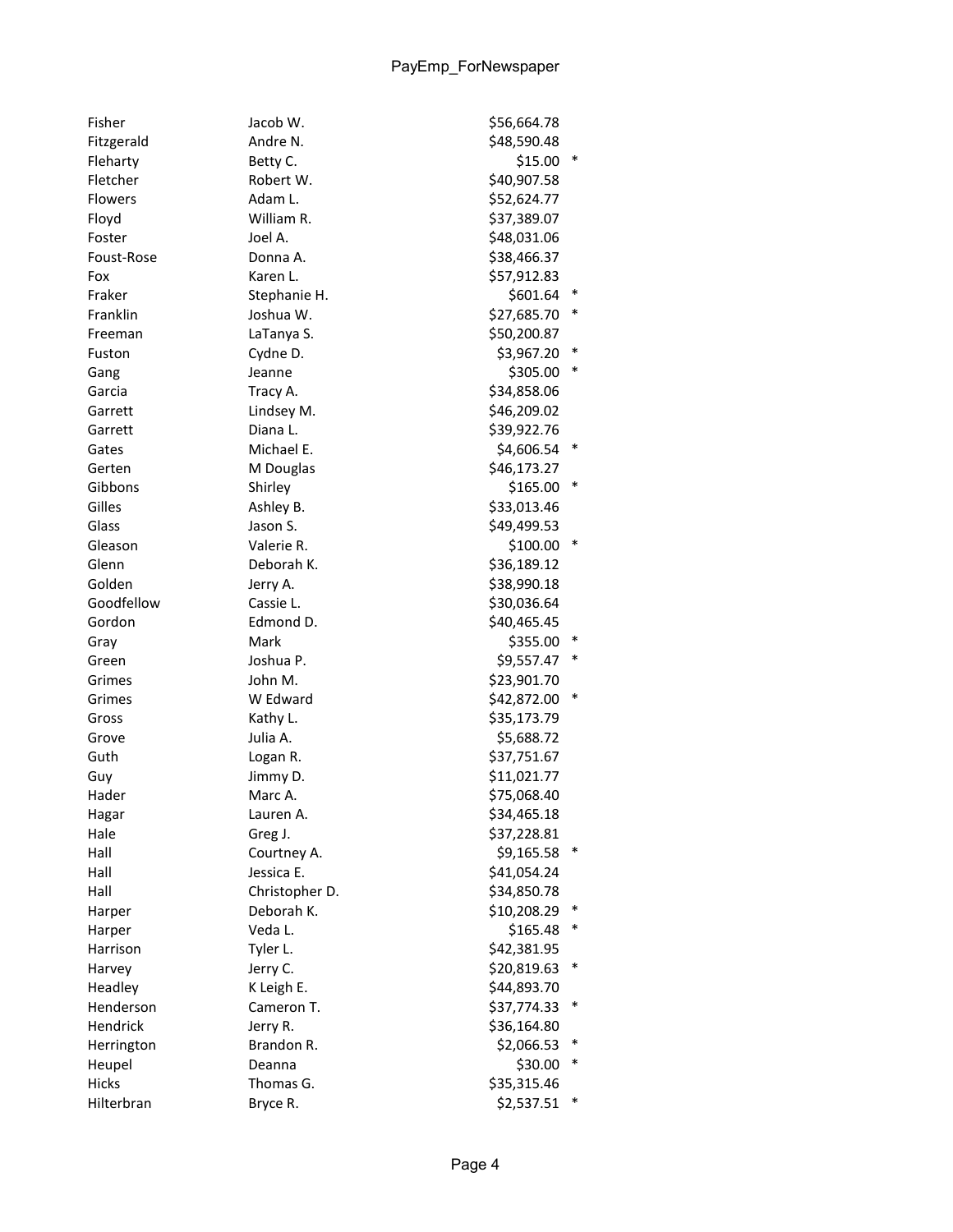| | | | |
|---|---|---|---|
| Fisher | Jacob W. | $56,664.78 | |
| Fitzgerald | Andre N. | $48,590.48 | |
| Fleharty | Betty C. | $15.00 | * |
| Fletcher | Robert W. | $40,907.58 | |
| Flowers | Adam L. | $52,624.77 | |
| Floyd | William R. | $37,389.07 | |
| Foster | Joel A. | $48,031.06 | |
| Foust-Rose | Donna A. | $38,466.37 | |
| Fox | Karen L. | $57,912.83 | |
| Fraker | Stephanie H. | $601.64 | * |
| Franklin | Joshua W. | $27,685.70 | * |
| Freeman | LaTanya S. | $50,200.87 | |
| Fuston | Cydne D. | $3,967.20 | * |
| Gang | Jeanne | $305.00 | * |
| Garcia | Tracy A. | $34,858.06 | |
| Garrett | Lindsey M. | $46,209.02 | |
| Garrett | Diana L. | $39,922.76 | |
| Gates | Michael E. | $4,606.54 | * |
| Gerten | M Douglas | $46,173.27 | |
| Gibbons | Shirley | $165.00 | * |
| Gilles | Ashley B. | $33,013.46 | |
| Glass | Jason S. | $49,499.53 | |
| Gleason | Valerie R. | $100.00 | * |
| Glenn | Deborah K. | $36,189.12 | |
| Golden | Jerry A. | $38,990.18 | |
| Goodfellow | Cassie L. | $30,036.64 | |
| Gordon | Edmond D. | $40,465.45 | |
| Gray | Mark | $355.00 | * |
| Green | Joshua P. | $9,557.47 | * |
| Grimes | John M. | $23,901.70 | |
| Grimes | W Edward | $42,872.00 | * |
| Gross | Kathy L. | $35,173.79 | |
| Grove | Julia A. | $5,688.72 | |
| Guth | Logan R. | $37,751.67 | |
| Guy | Jimmy D. | $11,021.77 | |
| Hader | Marc A. | $75,068.40 | |
| Hagar | Lauren A. | $34,465.18 | |
| Hale | Greg J. | $37,228.81 | |
| Hall | Courtney A. | $9,165.58 | * |
| Hall | Jessica E. | $41,054.24 | |
| Hall | Christopher D. | $34,850.78 | |
| Harper | Deborah K. | $10,208.29 | * |
| Harper | Veda L. | $165.48 | * |
| Harrison | Tyler L. | $42,381.95 | |
| Harvey | Jerry C. | $20,819.63 | * |
| Headley | K Leigh E. | $44,893.70 | |
| Henderson | Cameron T. | $37,774.33 | * |
| Hendrick | Jerry R. | $36,164.80 | |
| Herrington | Brandon R. | $2,066.53 | * |
| Heupel | Deanna | $30.00 | * |
| Hicks | Thomas G. | $35,315.46 | |
| Hilterbran | Bryce R. | $2,537.51 | * |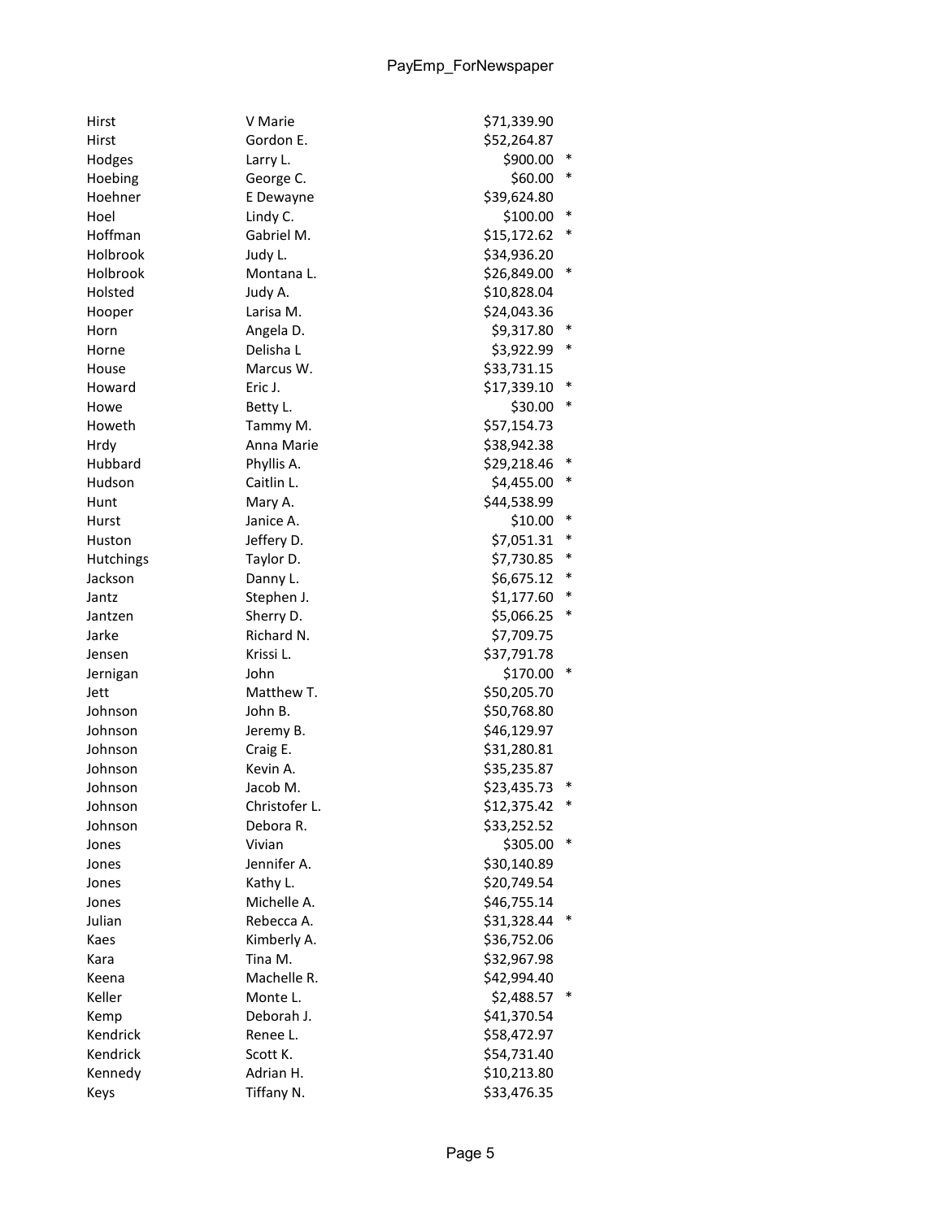| | | | |
|---|---|---|---|
| Hirst | V Marie | $71,339.90 | |
| Hirst | Gordon E. | $52,264.87 | |
| Hodges | Larry L. | $900.00 | * |
| Hoebing | George C. | $60.00 | * |
| Hoehner | E Dewayne | $39,624.80 | |
| Hoel | Lindy C. | $100.00 | * |
| Hoffman | Gabriel M. | $15,172.62 | * |
| Holbrook | Judy L. | $34,936.20 | |
| Holbrook | Montana L. | $26,849.00 | * |
| Holsted | Judy A. | $10,828.04 | |
| Hooper | Larisa M. | $24,043.36 | |
| Horn | Angela D. | $9,317.80 | * |
| Horne | Delisha L | $3,922.99 | * |
| House | Marcus W. | $33,731.15 | |
| Howard | Eric J. | $17,339.10 | * |
| Howe | Betty L. | $30.00 | * |
| Howeth | Tammy M. | $57,154.73 | |
| Hrdy | Anna Marie | $38,942.38 | |
| Hubbard | Phyllis A. | $29,218.46 | * |
| Hudson | Caitlin L. | $4,455.00 | * |
| Hunt | Mary A. | $44,538.99 | |
| Hurst | Janice A. | $10.00 | * |
| Huston | Jeffery D. | $7,051.31 | * |
| Hutchings | Taylor D. | $7,730.85 | * |
| Jackson | Danny L. | $6,675.12 | * |
| Jantz | Stephen J. | $1,177.60 | * |
| Jantzen | Sherry D. | $5,066.25 | * |
| Jarke | Richard N. | $7,709.75 | |
| Jensen | Krissi L. | $37,791.78 | |
| Jernigan | John | $170.00 | * |
| Jett | Matthew T. | $50,205.70 | |
| Johnson | John B. | $50,768.80 | |
| Johnson | Jeremy B. | $46,129.97 | |
| Johnson | Craig E. | $31,280.81 | |
| Johnson | Kevin A. | $35,235.87 | |
| Johnson | Jacob M. | $23,435.73 | * |
| Johnson | Christofer L. | $12,375.42 | * |
| Johnson | Debora R. | $33,252.52 | |
| Jones | Vivian | $305.00 | * |
| Jones | Jennifer A. | $30,140.89 | |
| Jones | Kathy L. | $20,749.54 | |
| Jones | Michelle A. | $46,755.14 | |
| Julian | Rebecca A. | $31,328.44 | * |
| Kaes | Kimberly A. | $36,752.06 | |
| Kara | Tina M. | $32,967.98 | |
| Keena | Machelle R. | $42,994.40 | |
| Keller | Monte L. | $2,488.57 | * |
| Kemp | Deborah J. | $41,370.54 | |
| Kendrick | Renee L. | $58,472.97 | |
| Kendrick | Scott K. | $54,731.40 | |
| Kennedy | Adrian H. | $10,213.80 | |
| Keys | Tiffany N. | $33,476.35 | |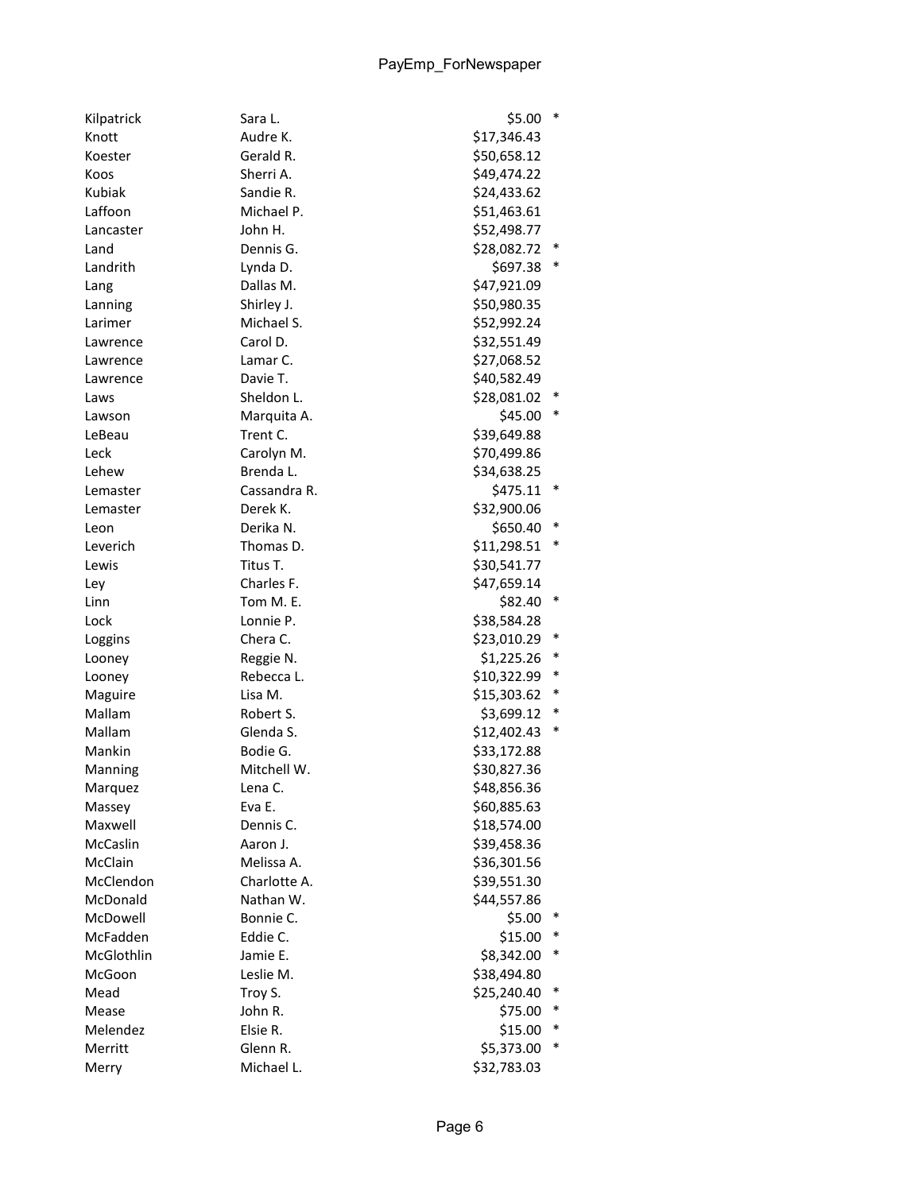| Last Name | First Name | Amount | |
|---|---|---|---|
| Kilpatrick | Sara L. | $5.00 | * |
| Knott | Audre K. | $17,346.43 | |
| Koester | Gerald R. | $50,658.12 | |
| Koos | Sherri A. | $49,474.22 | |
| Kubiak | Sandie R. | $24,433.62 | |
| Laffoon | Michael P. | $51,463.61 | |
| Lancaster | John H. | $52,498.77 | |
| Land | Dennis G. | $28,082.72 | * |
| Landrith | Lynda D. | $697.38 | * |
| Lang | Dallas M. | $47,921.09 | |
| Lanning | Shirley J. | $50,980.35 | |
| Larimer | Michael S. | $52,992.24 | |
| Lawrence | Carol D. | $32,551.49 | |
| Lawrence | Lamar C. | $27,068.52 | |
| Lawrence | Davie T. | $40,582.49 | |
| Laws | Sheldon L. | $28,081.02 | * |
| Lawson | Marquita A. | $45.00 | * |
| LeBeau | Trent C. | $39,649.88 | |
| Leck | Carolyn M. | $70,499.86 | |
| Lehew | Brenda L. | $34,638.25 | |
| Lemaster | Cassandra R. | $475.11 | * |
| Lemaster | Derek K. | $32,900.06 | |
| Leon | Derika N. | $650.40 | * |
| Leverich | Thomas D. | $11,298.51 | * |
| Lewis | Titus T. | $30,541.77 | |
| Ley | Charles F. | $47,659.14 | |
| Linn | Tom M. E. | $82.40 | * |
| Lock | Lonnie P. | $38,584.28 | |
| Loggins | Chera C. | $23,010.29 | * |
| Looney | Reggie N. | $1,225.26 | * |
| Looney | Rebecca L. | $10,322.99 | * |
| Maguire | Lisa M. | $15,303.62 | * |
| Mallam | Robert S. | $3,699.12 | * |
| Mallam | Glenda S. | $12,402.43 | * |
| Mankin | Bodie G. | $33,172.88 | |
| Manning | Mitchell W. | $30,827.36 | |
| Marquez | Lena C. | $48,856.36 | |
| Massey | Eva E. | $60,885.63 | |
| Maxwell | Dennis C. | $18,574.00 | |
| McCaslin | Aaron J. | $39,458.36 | |
| McClain | Melissa A. | $36,301.56 | |
| McClendon | Charlotte A. | $39,551.30 | |
| McDonald | Nathan W. | $44,557.86 | |
| McDowell | Bonnie C. | $5.00 | * |
| McFadden | Eddie C. | $15.00 | * |
| McGlothlin | Jamie E. | $8,342.00 | * |
| McGoon | Leslie M. | $38,494.80 | |
| Mead | Troy S. | $25,240.40 | * |
| Mease | John R. | $75.00 | * |
| Melendez | Elsie R. | $15.00 | * |
| Merritt | Glenn R. | $5,373.00 | * |
| Merry | Michael L. | $32,783.03 | |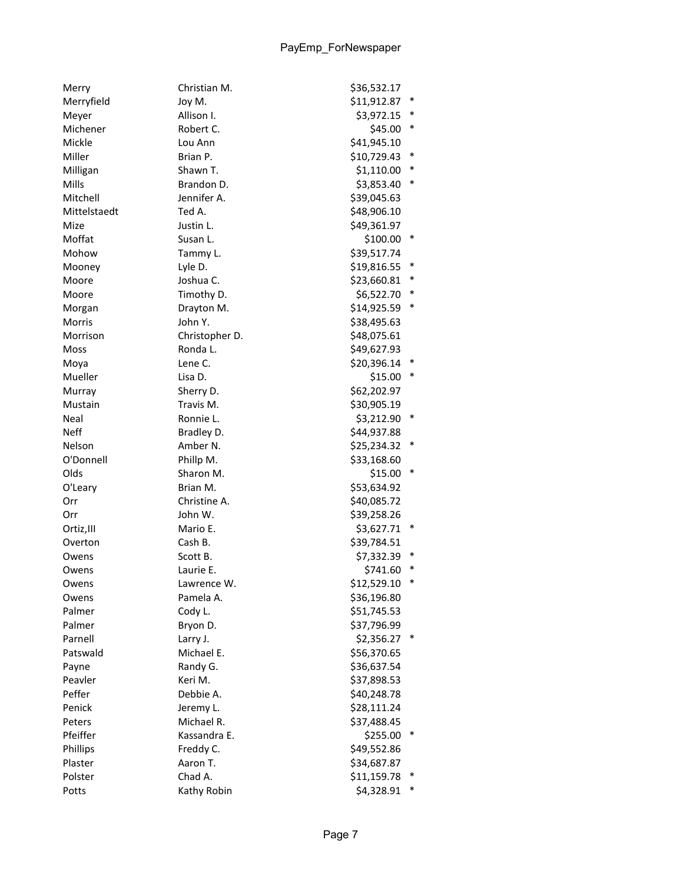| | | | |
|---|---|---|---|
| Merry | Christian M. | $36,532.17 | |
| Merryfield | Joy M. | $11,912.87 | * |
| Meyer | Allison I. | $3,972.15 | * |
| Michener | Robert C. | $45.00 | * |
| Mickle | Lou Ann | $41,945.10 | |
| Miller | Brian P. | $10,729.43 | * |
| Milligan | Shawn T. | $1,110.00 | * |
| Mills | Brandon D. | $3,853.40 | * |
| Mitchell | Jennifer A. | $39,045.63 | |
| Mittelstaedt | Ted A. | $48,906.10 | |
| Mize | Justin L. | $49,361.97 | |
| Moffat | Susan L. | $100.00 | * |
| Mohow | Tammy L. | $39,517.74 | |
| Mooney | Lyle D. | $19,816.55 | * |
| Moore | Joshua C. | $23,660.81 | * |
| Moore | Timothy D. | $6,522.70 | * |
| Morgan | Drayton M. | $14,925.59 | * |
| Morris | John Y. | $38,495.63 | |
| Morrison | Christopher D. | $48,075.61 | |
| Moss | Ronda L. | $49,627.93 | |
| Moya | Lene C. | $20,396.14 | * |
| Mueller | Lisa D. | $15.00 | * |
| Murray | Sherry D. | $62,202.97 | |
| Mustain | Travis M. | $30,905.19 | |
| Neal | Ronnie L. | $3,212.90 | * |
| Neff | Bradley D. | $44,937.88 | |
| Nelson | Amber N. | $25,234.32 | * |
| O'Donnell | Phillp M. | $33,168.60 | |
| Olds | Sharon M. | $15.00 | * |
| O'Leary | Brian M. | $53,634.92 | |
| Orr | Christine A. | $40,085.72 | |
| Orr | John W. | $39,258.26 | |
| Ortiz,III | Mario E. | $3,627.71 | * |
| Overton | Cash B. | $39,784.51 | |
| Owens | Scott B. | $7,332.39 | * |
| Owens | Laurie E. | $741.60 | * |
| Owens | Lawrence W. | $12,529.10 | * |
| Owens | Pamela A. | $36,196.80 | |
| Palmer | Cody L. | $51,745.53 | |
| Palmer | Bryon D. | $37,796.99 | |
| Parnell | Larry J. | $2,356.27 | * |
| Patswald | Michael E. | $56,370.65 | |
| Payne | Randy G. | $36,637.54 | |
| Peavler | Keri M. | $37,898.53 | |
| Peffer | Debbie A. | $40,248.78 | |
| Penick | Jeremy L. | $28,111.24 | |
| Peters | Michael R. | $37,488.45 | |
| Pfeiffer | Kassandra E. | $255.00 | * |
| Phillips | Freddy C. | $49,552.86 | |
| Plaster | Aaron T. | $34,687.87 | |
| Polster | Chad A. | $11,159.78 | * |
| Potts | Kathy Robin | $4,328.91 | * |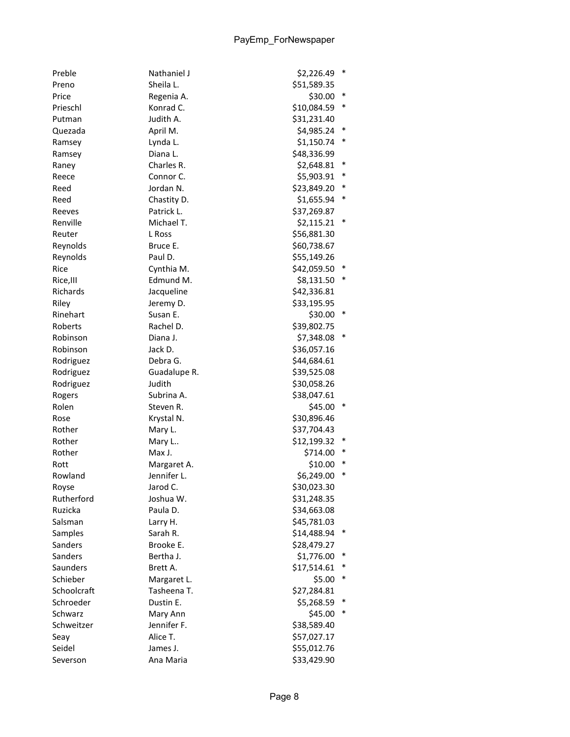| | | | |
|---|---|---|---|
| Preble | Nathaniel J | $2,226.49 | * |
| Preno | Sheila L. | $51,589.35 | |
| Price | Regenia A. | $30.00 | * |
| Prieschl | Konrad C. | $10,084.59 | * |
| Putman | Judith A. | $31,231.40 | |
| Quezada | April M. | $4,985.24 | * |
| Ramsey | Lynda L. | $1,150.74 | * |
| Ramsey | Diana L. | $48,336.99 | |
| Raney | Charles R. | $2,648.81 | * |
| Reece | Connor C. | $5,903.91 | * |
| Reed | Jordan N. | $23,849.20 | * |
| Reed | Chastity D. | $1,655.94 | * |
| Reeves | Patrick L. | $37,269.87 | |
| Renville | Michael T. | $2,115.21 | * |
| Reuter | L Ross | $56,881.30 | |
| Reynolds | Bruce E. | $60,738.67 | |
| Reynolds | Paul D. | $55,149.26 | |
| Rice | Cynthia M. | $42,059.50 | * |
| Rice,III | Edmund M. | $8,131.50 | * |
| Richards | Jacqueline | $42,336.81 | |
| Riley | Jeremy D. | $33,195.95 | |
| Rinehart | Susan E. | $30.00 | * |
| Roberts | Rachel D. | $39,802.75 | |
| Robinson | Diana J. | $7,348.08 | * |
| Robinson | Jack D. | $36,057.16 | |
| Rodriguez | Debra G. | $44,684.61 | |
| Rodriguez | Guadalupe R. | $39,525.08 | |
| Rodriguez | Judith | $30,058.26 | |
| Rogers | Subrina A. | $38,047.61 | |
| Rolen | Steven R. | $45.00 | * |
| Rose | Krystal N. | $30,896.46 | |
| Rother | Mary L. | $37,704.43 | |
| Rother | Mary L.. | $12,199.32 | * |
| Rother | Max J. | $714.00 | * |
| Rott | Margaret A. | $10.00 | * |
| Rowland | Jennifer L. | $6,249.00 | * |
| Royse | Jarod C. | $30,023.30 | |
| Rutherford | Joshua W. | $31,248.35 | |
| Ruzicka | Paula D. | $34,663.08 | |
| Salsman | Larry H. | $45,781.03 | |
| Samples | Sarah R. | $14,488.94 | * |
| Sanders | Brooke E. | $28,479.27 | |
| Sanders | Bertha J. | $1,776.00 | * |
| Saunders | Brett A. | $17,514.61 | * |
| Schieber | Margaret L. | $5.00 | * |
| Schoolcraft | Tasheena T. | $27,284.81 | |
| Schroeder | Dustin E. | $5,268.59 | * |
| Schwarz | Mary Ann | $45.00 | * |
| Schweitzer | Jennifer F. | $38,589.40 | |
| Seay | Alice T. | $57,027.17 | |
| Seidel | James J. | $55,012.76 | |
| Severson | Ana Maria | $33,429.90 | |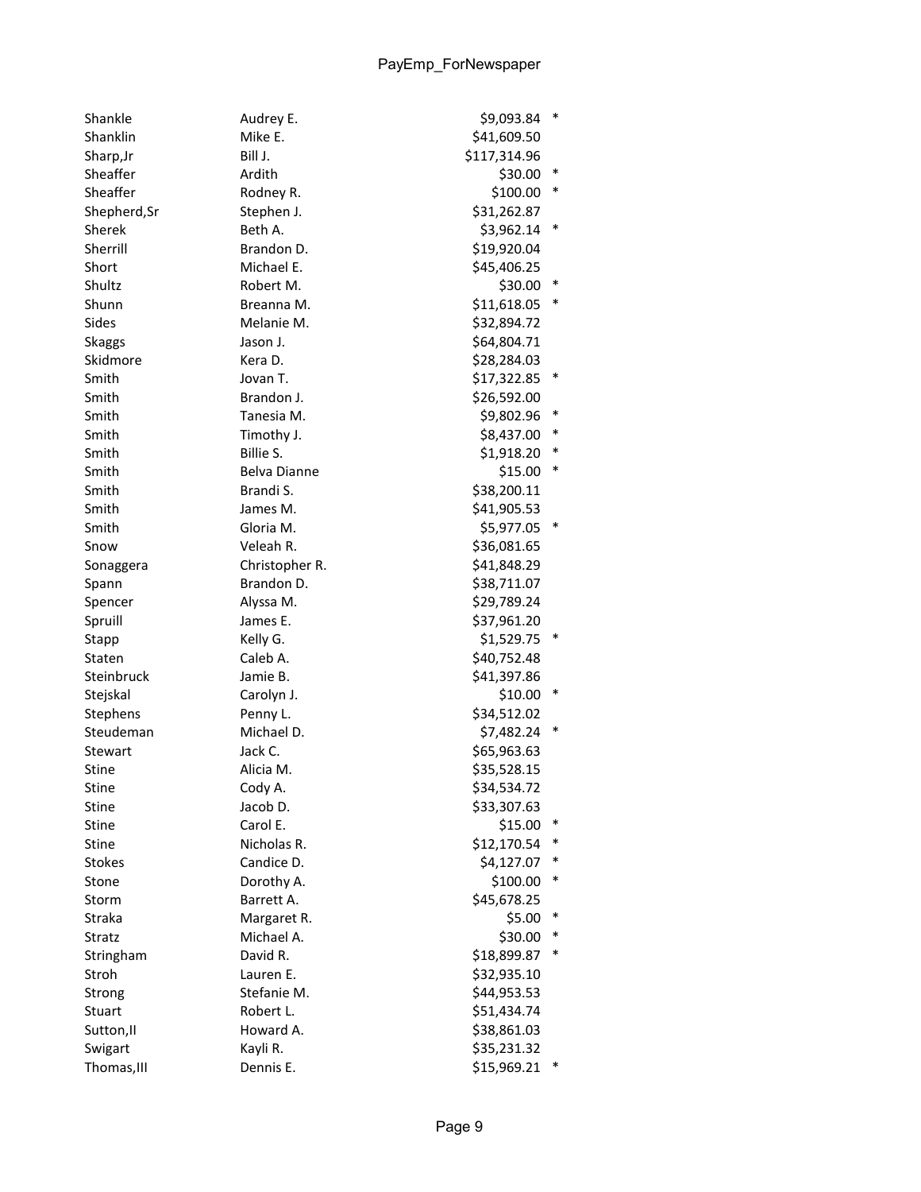| | | | |
|---|---|---|---|
| Shankle | Audrey E. | $9,093.84 | * |
| Shanklin | Mike E. | $41,609.50 | |
| Sharp,Jr | Bill J. | $117,314.96 | |
| Sheaffer | Ardith | $30.00 | * |
| Sheaffer | Rodney R. | $100.00 | * |
| Shepherd,Sr | Stephen J. | $31,262.87 | |
| Sherek | Beth A. | $3,962.14 | * |
| Sherrill | Brandon D. | $19,920.04 | |
| Short | Michael E. | $45,406.25 | |
| Shultz | Robert M. | $30.00 | * |
| Shunn | Breanna M. | $11,618.05 | * |
| Sides | Melanie M. | $32,894.72 | |
| Skaggs | Jason J. | $64,804.71 | |
| Skidmore | Kera D. | $28,284.03 | |
| Smith | Jovan T. | $17,322.85 | * |
| Smith | Brandon J. | $26,592.00 | |
| Smith | Tanesia M. | $9,802.96 | * |
| Smith | Timothy J. | $8,437.00 | * |
| Smith | Billie S. | $1,918.20 | * |
| Smith | Belva Dianne | $15.00 | * |
| Smith | Brandi S. | $38,200.11 | |
| Smith | James M. | $41,905.53 | |
| Smith | Gloria M. | $5,977.05 | * |
| Snow | Veleah R. | $36,081.65 | |
| Sonaggera | Christopher R. | $41,848.29 | |
| Spann | Brandon D. | $38,711.07 | |
| Spencer | Alyssa M. | $29,789.24 | |
| Spruill | James E. | $37,961.20 | |
| Stapp | Kelly G. | $1,529.75 | * |
| Staten | Caleb A. | $40,752.48 | |
| Steinbruck | Jamie B. | $41,397.86 | |
| Stejskal | Carolyn J. | $10.00 | * |
| Stephens | Penny L. | $34,512.02 | |
| Steudeman | Michael D. | $7,482.24 | * |
| Stewart | Jack C. | $65,963.63 | |
| Stine | Alicia M. | $35,528.15 | |
| Stine | Cody A. | $34,534.72 | |
| Stine | Jacob D. | $33,307.63 | |
| Stine | Carol E. | $15.00 | * |
| Stine | Nicholas R. | $12,170.54 | * |
| Stokes | Candice D. | $4,127.07 | * |
| Stone | Dorothy A. | $100.00 | * |
| Storm | Barrett A. | $45,678.25 | |
| Straka | Margaret R. | $5.00 | * |
| Stratz | Michael A. | $30.00 | * |
| Stringham | David R. | $18,899.87 | * |
| Stroh | Lauren E. | $32,935.10 | |
| Strong | Stefanie M. | $44,953.53 | |
| Stuart | Robert L. | $51,434.74 | |
| Sutton,II | Howard A. | $38,861.03 | |
| Swigart | Kayli R. | $35,231.32 | |
| Thomas,III | Dennis E. | $15,969.21 | * |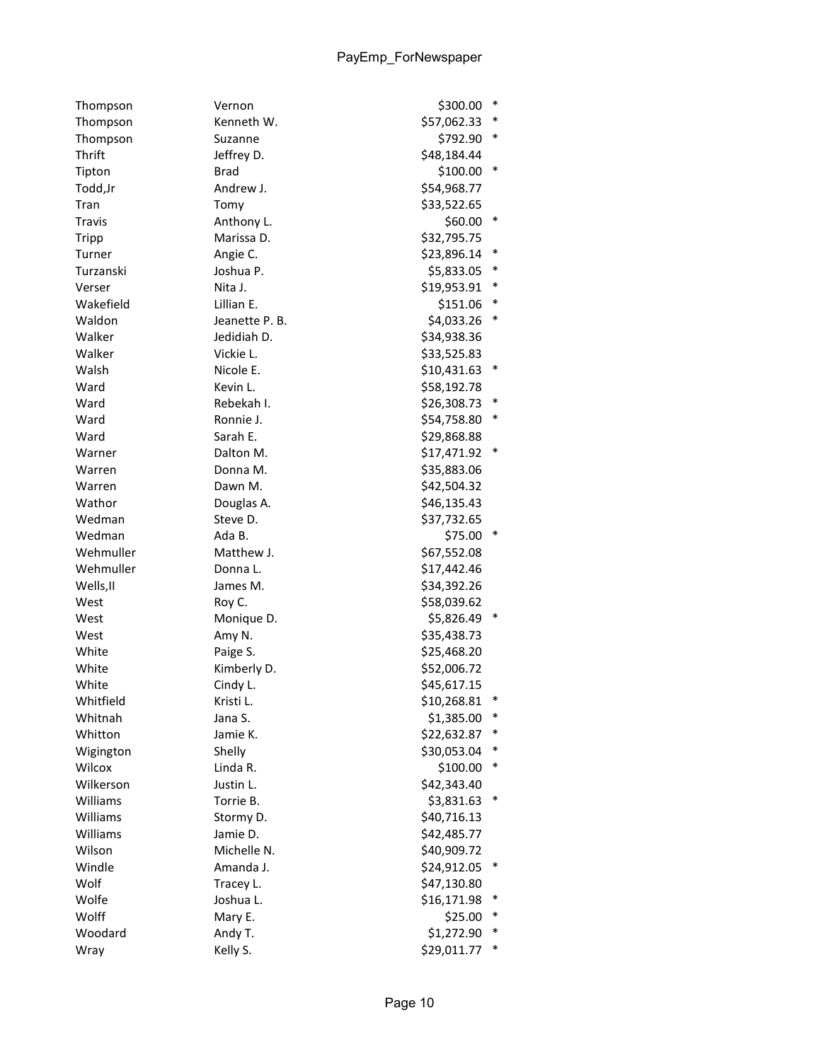| | | | |
|---|---|---|---|
| Thompson | Vernon | $300.00 | * |
| Thompson | Kenneth W. | $57,062.33 | * |
| Thompson | Suzanne | $792.90 | * |
| Thrift | Jeffrey D. | $48,184.44 | |
| Tipton | Brad | $100.00 | * |
| Todd,Jr | Andrew J. | $54,968.77 | |
| Tran | Tomy | $33,522.65 | |
| Travis | Anthony L. | $60.00 | * |
| Tripp | Marissa D. | $32,795.75 | |
| Turner | Angie C. | $23,896.14 | * |
| Turzanski | Joshua P. | $5,833.05 | * |
| Verser | Nita J. | $19,953.91 | * |
| Wakefield | Lillian E. | $151.06 | * |
| Waldon | Jeanette P. B. | $4,033.26 | * |
| Walker | Jedidiah D. | $34,938.36 | |
| Walker | Vickie L. | $33,525.83 | |
| Walsh | Nicole E. | $10,431.63 | * |
| Ward | Kevin L. | $58,192.78 | |
| Ward | Rebekah I. | $26,308.73 | * |
| Ward | Ronnie J. | $54,758.80 | * |
| Ward | Sarah E. | $29,868.88 | |
| Warner | Dalton M. | $17,471.92 | * |
| Warren | Donna M. | $35,883.06 | |
| Warren | Dawn M. | $42,504.32 | |
| Wathor | Douglas A. | $46,135.43 | |
| Wedman | Steve D. | $37,732.65 | |
| Wedman | Ada B. | $75.00 | * |
| Wehmuller | Matthew J. | $67,552.08 | |
| Wehmuller | Donna L. | $17,442.46 | |
| Wells,II | James M. | $34,392.26 | |
| West | Roy C. | $58,039.62 | |
| West | Monique D. | $5,826.49 | * |
| West | Amy N. | $35,438.73 | |
| White | Paige S. | $25,468.20 | |
| White | Kimberly D. | $52,006.72 | |
| White | Cindy L. | $45,617.15 | |
| Whitfield | Kristi L. | $10,268.81 | * |
| Whitnah | Jana S. | $1,385.00 | * |
| Whitton | Jamie K. | $22,632.87 | * |
| Wigington | Shelly | $30,053.04 | * |
| Wilcox | Linda R. | $100.00 | * |
| Wilkerson | Justin L. | $42,343.40 | |
| Williams | Torrie B. | $3,831.63 | * |
| Williams | Stormy D. | $40,716.13 | |
| Williams | Jamie D. | $42,485.77 | |
| Wilson | Michelle N. | $40,909.72 | |
| Windle | Amanda J. | $24,912.05 | * |
| Wolf | Tracey L. | $47,130.80 | |
| Wolfe | Joshua L. | $16,171.98 | * |
| Wolff | Mary E. | $25.00 | * |
| Woodard | Andy T. | $1,272.90 | * |
| Wray | Kelly S. | $29,011.77 | * |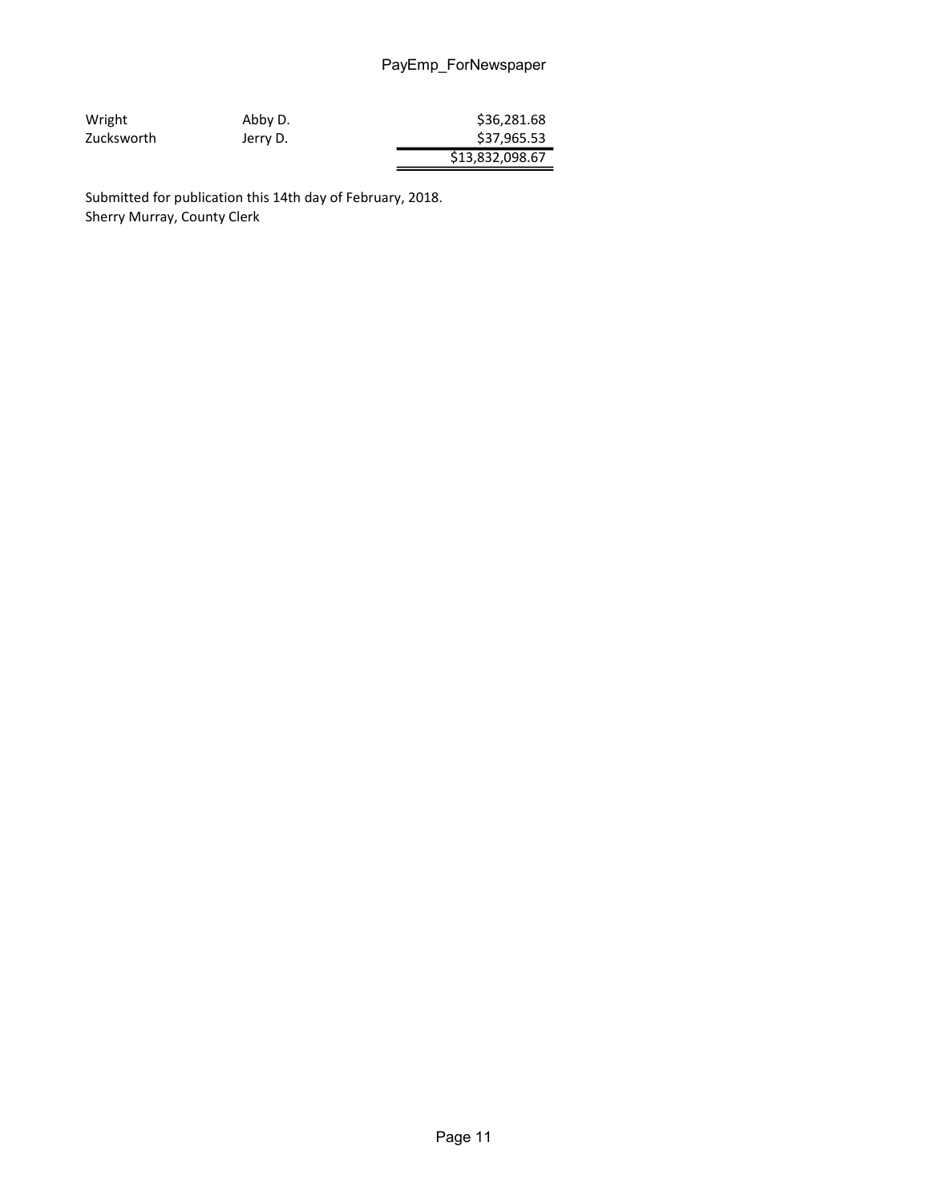| | | |
|---|---|---|
| Wright | Abby D. | $36,281.68 |
| Zucksworth | Jerry D. | $37,965.53 |
| | | $13,832,098.67 |

Submitted for publication this 14th day of February, 2018.
Sherry Murray, County Clerk